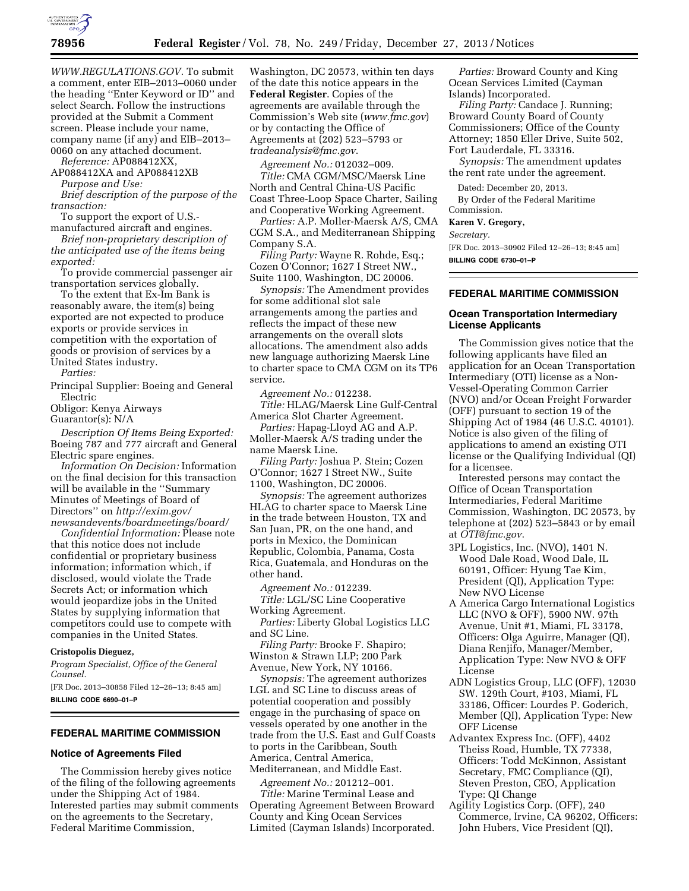*WWW.REGULATIONS.GOV.* To submit a comment, enter EIB–2013–0060 under the heading ''Enter Keyword or ID'' and select Search. Follow the instructions provided at the Submit a Comment screen. Please include your name, company name (if any) and EIB–2013–0060 on any attached document.

*Reference:* AP088412XX, AP088412XA and AP088412XB

*Purpose and Use:*

*Brief description of the purpose of the transaction:*

To support the export of U.S.-manufactured aircraft and engines.

*Brief non-proprietary description of the anticipated use of the items being exported:*

To provide commercial passenger air transportation services globally.

To the extent that Ex-Im Bank is reasonably aware, the item(s) being exported are not expected to produce exports or provide services in competition with the exportation of goods or provision of services by a United States industry.

*Parties:*

Principal Supplier: Boeing and General Electric
Obligor: Kenya Airways
Guarantor(s): N/A

*Description Of Items Being Exported:* Boeing 787 and 777 aircraft and General Electric spare engines.

*Information On Decision:* Information on the final decision for this transaction will be available in the ''Summary Minutes of Meetings of Board of Directors'' on *http://exim.gov/newsandevents/boardmeetings/board/*

*Confidential Information:* Please note that this notice does not include confidential or proprietary business information; information which, if disclosed, would violate the Trade Secrets Act; or information which would jeopardize jobs in the United States by supplying information that competitors could use to compete with companies in the United States.

**Cristopolis Dieguez,**

*Program Specialist, Office of the General Counsel.*

[FR Doc. 2013–30858 Filed 12–26–13; 8:45 am]

**BILLING CODE 6690–01–P**

## FEDERAL MARITIME COMMISSION

### Notice of Agreements Filed

The Commission hereby gives notice of the filing of the following agreements under the Shipping Act of 1984. Interested parties may submit comments on the agreements to the Secretary, Federal Maritime Commission, Washington, DC 20573, within ten days of the date this notice appears in the **Federal Register**. Copies of the agreements are available through the Commission's Web site (*www.fmc.gov*) or by contacting the Office of Agreements at (202) 523–5793 or *tradeanalysis@fmc.gov*.

*Agreement No.:* 012032–009.

*Title:* CMA CGM/MSC/Maersk Line North and Central China-US Pacific Coast Three-Loop Space Charter, Sailing and Cooperative Working Agreement.

*Parties:* A.P. Moller-Maersk A/S, CMA CGM S.A., and Mediterranean Shipping Company S.A.

*Filing Party:* Wayne R. Rohde, Esq.; Cozen O'Connor; 1627 I Street NW., Suite 1100, Washington, DC 20006.

*Synopsis:* The Amendment provides for some additional slot sale arrangements among the parties and reflects the impact of these new arrangements on the overall slots allocations. The amendment also adds new language authorizing Maersk Line to charter space to CMA CGM on its TP6 service.

*Agreement No.:* 012238.

*Title:* HLAG/Maersk Line Gulf-Central America Slot Charter Agreement.

*Parties:* Hapag-Lloyd AG and A.P. Moller-Maersk A/S trading under the name Maersk Line.

*Filing Party:* Joshua P. Stein; Cozen O'Connor; 1627 I Street NW., Suite 1100, Washington, DC 20006.

*Synopsis:* The agreement authorizes HLAG to charter space to Maersk Line in the trade between Houston, TX and San Juan, PR, on the one hand, and ports in Mexico, the Dominican Republic, Colombia, Panama, Costa Rica, Guatemala, and Honduras on the other hand.

*Agreement No.:* 012239.

*Title:* LGL/SC Line Cooperative Working Agreement.

*Parties:* Liberty Global Logistics LLC and SC Line.

*Filing Party:* Brooke F. Shapiro; Winston & Strawn LLP; 200 Park Avenue, New York, NY 10166.

*Synopsis:* The agreement authorizes LGL and SC Line to discuss areas of potential cooperation and possibly engage in the purchasing of space on vessels operated by one another in the trade from the U.S. East and Gulf Coasts to ports in the Caribbean, South America, Central America, Mediterranean, and Middle East.

*Agreement No.:* 201212–001.

*Title:* Marine Terminal Lease and Operating Agreement Between Broward County and King Ocean Services Limited (Cayman Islands) Incorporated.

*Parties:* Broward County and King Ocean Services Limited (Cayman Islands) Incorporated.

*Filing Party:* Candace J. Running; Broward County Board of County Commissioners; Office of the County Attorney; 1850 Eller Drive, Suite 502, Fort Lauderdale, FL 33316.

*Synopsis:* The amendment updates the rent rate under the agreement.

Dated: December 20, 2013.

By Order of the Federal Maritime Commission.

**Karen V. Gregory,**

*Secretary.*

[FR Doc. 2013–30902 Filed 12–26–13; 8:45 am]

**BILLING CODE 6730–01–P**

## FEDERAL MARITIME COMMISSION

### Ocean Transportation Intermediary License Applicants

The Commission gives notice that the following applicants have filed an application for an Ocean Transportation Intermediary (OTI) license as a Non-Vessel-Operating Common Carrier (NVO) and/or Ocean Freight Forwarder (OFF) pursuant to section 19 of the Shipping Act of 1984 (46 U.S.C. 40101). Notice is also given of the filing of applications to amend an existing OTI license or the Qualifying Individual (QI) for a licensee.

Interested persons may contact the Office of Ocean Transportation Intermediaries, Federal Maritime Commission, Washington, DC 20573, by telephone at (202) 523–5843 or by email at *OTI@fmc.gov*.

3PL Logistics, Inc. (NVO), 1401 N. Wood Dale Road, Wood Dale, IL 60191, Officer: Hyung Tae Kim, President (QI), Application Type: New NVO License

A America Cargo International Logistics LLC (NVO & OFF), 5900 NW. 97th Avenue, Unit #1, Miami, FL 33178, Officers: Olga Aguirre, Manager (QI), Diana Renjifo, Manager/Member, Application Type: New NVO & OFF License

ADN Logistics Group, LLC (OFF), 12030 SW. 129th Court, #103, Miami, FL 33186, Officer: Lourdes P. Goderich, Member (QI), Application Type: New OFF License

Advantex Express Inc. (OFF), 4402 Theiss Road, Humble, TX 77338, Officers: Todd McKinnon, Assistant Secretary, FMC Compliance (QI), Steven Preston, CEO, Application Type: QI Change

Agility Logistics Corp. (OFF), 240 Commerce, Irvine, CA 96202, Officers: John Hubers, Vice President (QI),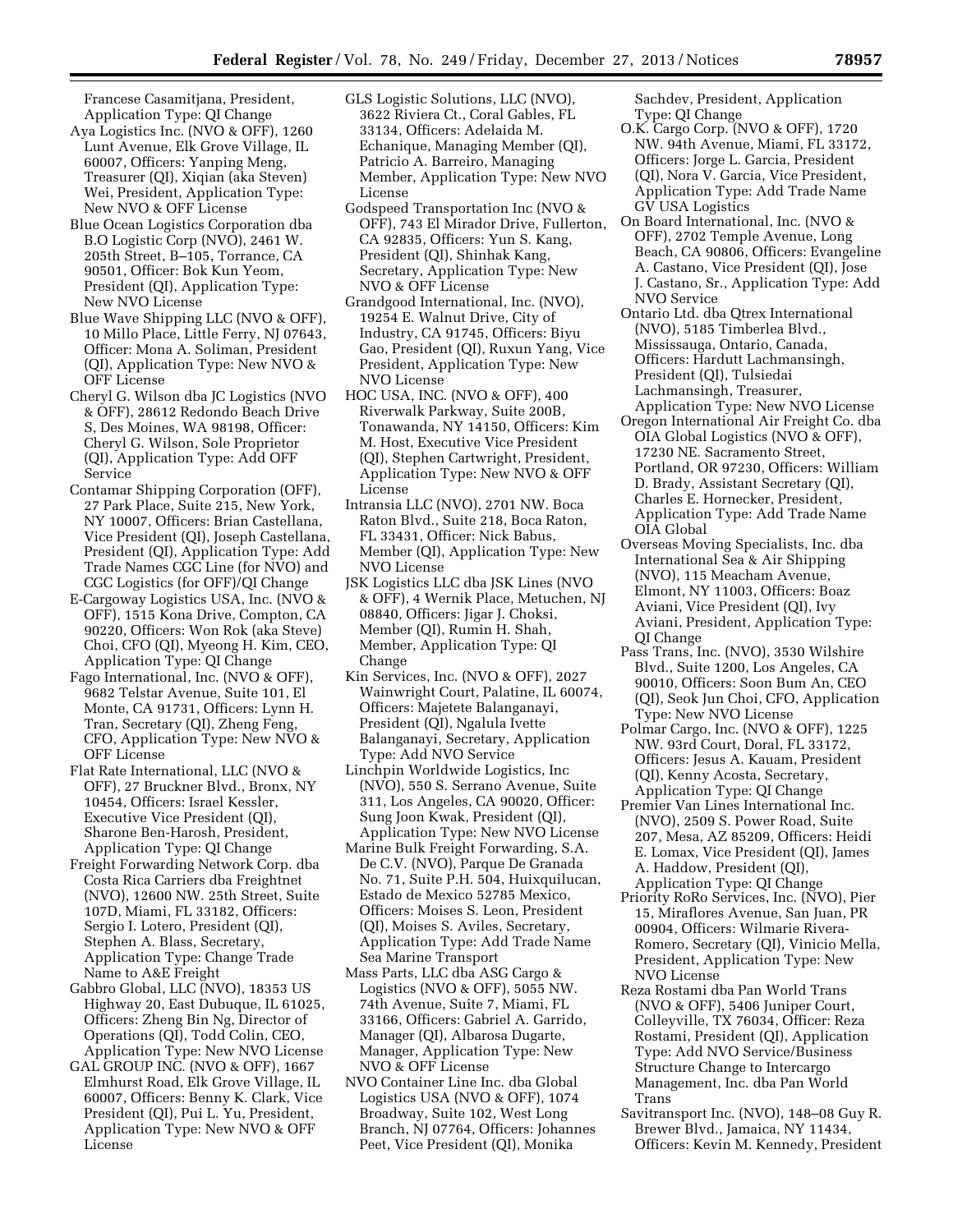Francese Casamitjana, President, Application Type: QI Change

Aya Logistics Inc. (NVO & OFF), 1260 Lunt Avenue, Elk Grove Village, IL 60007, Officers: Yanping Meng, Treasurer (QI), Xiqian (aka Steven) Wei, President, Application Type: New NVO & OFF License

Blue Ocean Logistics Corporation dba B.O Logistic Corp (NVO), 2461 W. 205th Street, B–105, Torrance, CA 90501, Officer: Bok Kun Yeom, President (QI), Application Type: New NVO License

Blue Wave Shipping LLC (NVO & OFF), 10 Millo Place, Little Ferry, NJ 07643, Officer: Mona A. Soliman, President (QI), Application Type: New NVO & OFF License

Cheryl G. Wilson dba JC Logistics (NVO & OFF), 28612 Redondo Beach Drive S, Des Moines, WA 98198, Officer: Cheryl G. Wilson, Sole Proprietor (QI), Application Type: Add OFF Service

Contamar Shipping Corporation (OFF), 27 Park Place, Suite 215, New York, NY 10007, Officers: Brian Castellana, Vice President (QI), Joseph Castellana, President (QI), Application Type: Add Trade Names CGC Line (for NVO) and CGC Logistics (for OFF)/QI Change

E-Cargoway Logistics USA, Inc. (NVO & OFF), 1515 Kona Drive, Compton, CA 90220, Officers: Won Rok (aka Steve) Choi, CFO (QI), Myeong H. Kim, CEO, Application Type: QI Change

Fago International, Inc. (NVO & OFF), 9682 Telstar Avenue, Suite 101, El Monte, CA 91731, Officers: Lynn H. Tran, Secretary (QI), Zheng Feng, CFO, Application Type: New NVO & OFF License

Flat Rate International, LLC (NVO & OFF), 27 Bruckner Blvd., Bronx, NY 10454, Officers: Israel Kessler, Executive Vice President (QI), Sharone Ben-Harosh, President, Application Type: QI Change

Freight Forwarding Network Corp. dba Costa Rica Carriers dba Freightnet (NVO), 12600 NW. 25th Street, Suite 107D, Miami, FL 33182, Officers: Sergio I. Lotero, President (QI), Stephen A. Blass, Secretary, Application Type: Change Trade Name to A&E Freight

Gabbro Global, LLC (NVO), 18353 US Highway 20, East Dubuque, IL 61025, Officers: Zheng Bin Ng, Director of Operations (QI), Todd Colin, CEO, Application Type: New NVO License

GAL GROUP INC. (NVO & OFF), 1667 Elmhurst Road, Elk Grove Village, IL 60007, Officers: Benny K. Clark, Vice President (QI), Pui L. Yu, President, Application Type: New NVO & OFF License

GLS Logistic Solutions, LLC (NVO), 3622 Riviera Ct., Coral Gables, FL 33134, Officers: Adelaida M. Echanique, Managing Member (QI), Patricio A. Barreiro, Managing Member, Application Type: New NVO License

Godspeed Transportation Inc (NVO & OFF), 743 El Mirador Drive, Fullerton, CA 92835, Officers: Yun S. Kang, President (QI), Shinhak Kang, Secretary, Application Type: New NVO & OFF License

Grandgood International, Inc. (NVO), 19254 E. Walnut Drive, City of Industry, CA 91745, Officers: Biyu Gao, President (QI), Ruxun Yang, Vice President, Application Type: New NVO License

HOC USA, INC. (NVO & OFF), 400 Riverwalk Parkway, Suite 200B, Tonawanda, NY 14150, Officers: Kim M. Host, Executive Vice President (QI), Stephen Cartwright, President, Application Type: New NVO & OFF License

Intransia LLC (NVO), 2701 NW. Boca Raton Blvd., Suite 218, Boca Raton, FL 33431, Officer: Nick Babus, Member (QI), Application Type: New NVO License

JSK Logistics LLC dba JSK Lines (NVO & OFF), 4 Wernik Place, Metuchen, NJ 08840, Officers: Jigar J. Choksi, Member (QI), Rumin H. Shah, Member, Application Type: QI Change

Kin Services, Inc. (NVO & OFF), 2027 Wainwright Court, Palatine, IL 60074, Officers: Majetete Balanganayi, President (QI), Ngalula Ivette Balanganayi, Secretary, Application Type: Add NVO Service

Linchpin Worldwide Logistics, Inc (NVO), 550 S. Serrano Avenue, Suite 311, Los Angeles, CA 90020, Officer: Sung Joon Kwak, President (QI), Application Type: New NVO License

Marine Bulk Freight Forwarding, S.A. De C.V. (NVO), Parque De Granada No. 71, Suite P.H. 504, Huixquilucan, Estado de Mexico 52785 Mexico, Officers: Moises S. Leon, President (QI), Moises S. Aviles, Secretary, Application Type: Add Trade Name Sea Marine Transport

Mass Parts, LLC dba ASG Cargo & Logistics (NVO & OFF), 5055 NW. 74th Avenue, Suite 7, Miami, FL 33166, Officers: Gabriel A. Garrido, Manager (QI), Albarosa Dugarte, Manager, Application Type: New NVO & OFF License

NVO Container Line Inc. dba Global Logistics USA (NVO & OFF), 1074 Broadway, Suite 102, West Long Branch, NJ 07764, Officers: Johannes Peet, Vice President (QI), Monika Sachdev, President, Application Type: QI Change

O.K. Cargo Corp. (NVO & OFF), 1720 NW. 94th Avenue, Miami, FL 33172, Officers: Jorge L. Garcia, President (QI), Nora V. Garcia, Vice President, Application Type: Add Trade Name GV USA Logistics

On Board International, Inc. (NVO & OFF), 2702 Temple Avenue, Long Beach, CA 90806, Officers: Evangeline A. Castano, Vice President (QI), Jose J. Castano, Sr., Application Type: Add NVO Service

Ontario Ltd. dba Qtrex International (NVO), 5185 Timberlea Blvd., Mississauga, Ontario, Canada, Officers: Hardutt Lachmansingh, President (QI), Tulsiedai Lachmansingh, Treasurer, Application Type: New NVO License

Oregon International Air Freight Co. dba OIA Global Logistics (NVO & OFF), 17230 NE. Sacramento Street, Portland, OR 97230, Officers: William D. Brady, Assistant Secretary (QI), Charles E. Hornecker, President, Application Type: Add Trade Name OIA Global

Overseas Moving Specialists, Inc. dba International Sea & Air Shipping (NVO), 115 Meacham Avenue, Elmont, NY 11003, Officers: Boaz Aviani, Vice President (QI), Ivy Aviani, President, Application Type: QI Change

Pass Trans, Inc. (NVO), 3530 Wilshire Blvd., Suite 1200, Los Angeles, CA 90010, Officers: Soon Bum An, CEO (QI), Seok Jun Choi, CFO, Application Type: New NVO License

Polmar Cargo, Inc. (NVO & OFF), 1225 NW. 93rd Court, Doral, FL 33172, Officers: Jesus A. Kauam, President (QI), Kenny Acosta, Secretary, Application Type: QI Change

Premier Van Lines International Inc. (NVO), 2509 S. Power Road, Suite 207, Mesa, AZ 85209, Officers: Heidi E. Lomax, Vice President (QI), James A. Haddow, President (QI), Application Type: QI Change

Priority RoRo Services, Inc. (NVO), Pier 15, Miraflores Avenue, San Juan, PR 00904, Officers: Wilmarie Rivera-Romero, Secretary (QI), Vinicio Mella, President, Application Type: New NVO License

Reza Rostami dba Pan World Trans (NVO & OFF), 5406 Juniper Court, Colleyville, TX 76034, Officer: Reza Rostami, President (QI), Application Type: Add NVO Service/Business Structure Change to Intercargo Management, Inc. dba Pan World Trans

Savitransport Inc. (NVO), 148–08 Guy R. Brewer Blvd., Jamaica, NY 11434, Officers: Kevin M. Kennedy, President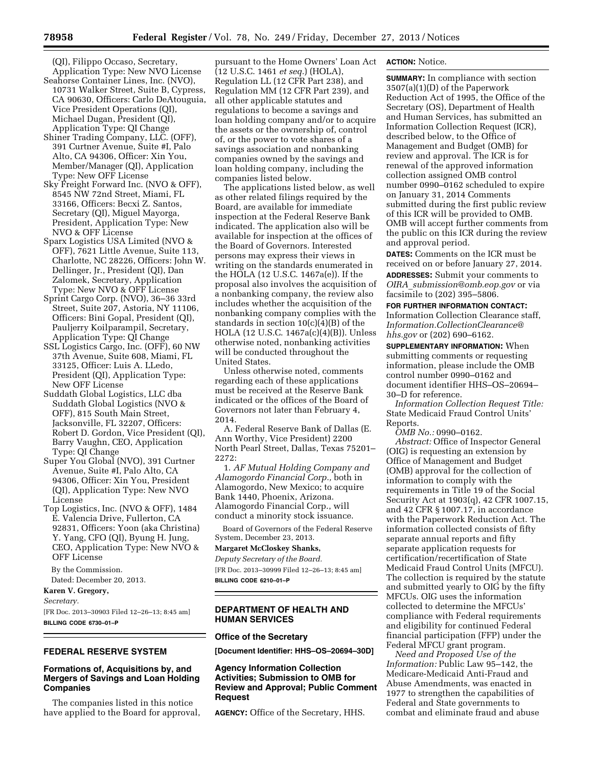(QI), Filippo Occaso, Secretary, Application Type: New NVO License

Seahorse Container Lines, Inc. (NVO), 10731 Walker Street, Suite B, Cypress, CA 90630, Officers: Carlo DeAtouguia, Vice President Operations (QI), Michael Dugan, President (QI), Application Type: QI Change

Shiner Trading Company, LLC. (OFF), 391 Curtner Avenue, Suite #I, Palo Alto, CA 94306, Officer: Xin You, Member/Manager (QI), Application Type: New OFF License

Sky Freight Forward Inc. (NVO & OFF), 8545 NW 72nd Street, Miami, FL 33166, Officers: Becxi Z. Santos, Secretary (QI), Miguel Mayorga, President, Application Type: New NVO & OFF License

Sparx Logistics USA Limited (NVO & OFF), 7621 Little Avenue, Suite 113, Charlotte, NC 28226, Officers: John W. Dellinger, Jr., President (QI), Dan Zalomek, Secretary, Application Type: New NVO & OFF License

Sprint Cargo Corp. (NVO), 36–36 33rd Street, Suite 207, Astoria, NY 11106, Officers: Bini Gopal, President (QI), Pauljerry Koilparampil, Secretary, Application Type: QI Change

SSL Logistics Cargo, Inc. (OFF), 60 NW 37th Avenue, Suite 608, Miami, FL 33125, Officer: Luis A. LLedo, President (QI), Application Type: New OFF License

Suddath Global Logistics, LLC dba Suddath Global Logistics (NVO & OFF), 815 South Main Street, Jacksonville, FL 32207, Officers: Robert D. Gordon, Vice President (QI), Barry Vaughn, CEO, Application Type: QI Change

Super You Global (NVO), 391 Curtner Avenue, Suite #I, Palo Alto, CA 94306, Officer: Xin You, President (QI), Application Type: New NVO License

Top Logistics, Inc. (NVO & OFF), 1484 E. Valencia Drive, Fullerton, CA 92831, Officers: Yoon (aka Christina) Y. Yang, CFO (QI), Byung H. Jung, CEO, Application Type: New NVO & OFF License

By the Commission.

Dated: December 20, 2013.

**Karen V. Gregory,**

*Secretary.*

[FR Doc. 2013–30903 Filed 12–26–13; 8:45 am]

**BILLING CODE 6730–01–P**

## FEDERAL RESERVE SYSTEM

### Formations of, Acquisitions by, and Mergers of Savings and Loan Holding Companies

The companies listed in this notice have applied to the Board for approval, pursuant to the Home Owners' Loan Act (12 U.S.C. 1461 *et seq.*) (HOLA), Regulation LL (12 CFR Part 238), and Regulation MM (12 CFR Part 239), and all other applicable statutes and regulations to become a savings and loan holding company and/or to acquire the assets or the ownership of, control of, or the power to vote shares of a savings association and nonbanking companies owned by the savings and loan holding company, including the companies listed below.

The applications listed below, as well as other related filings required by the Board, are available for immediate inspection at the Federal Reserve Bank indicated. The application also will be available for inspection at the offices of the Board of Governors. Interested persons may express their views in writing on the standards enumerated in the HOLA (12 U.S.C. 1467a(e)). If the proposal also involves the acquisition of a nonbanking company, the review also includes whether the acquisition of the nonbanking company complies with the standards in section 10(c)(4)(B) of the HOLA (12 U.S.C. 1467a(c)(4)(B)). Unless otherwise noted, nonbanking activities will be conducted throughout the United States.

Unless otherwise noted, comments regarding each of these applications must be received at the Reserve Bank indicated or the offices of the Board of Governors not later than February 4, 2014.

A. Federal Reserve Bank of Dallas (E. Ann Worthy, Vice President) 2200 North Pearl Street, Dallas, Texas 75201–2272:

1. *AF Mutual Holding Company and Alamogordo Financial Corp.,* both in Alamogordo, New Mexico; to acquire Bank 1440, Phoenix, Arizona. Alamogordo Financial Corp., will conduct a minority stock issuance.

Board of Governors of the Federal Reserve System, December 23, 2013.

**Margaret McCloskey Shanks,**

*Deputy Secretary of the Board.*

[FR Doc. 2013–30999 Filed 12–26–13; 8:45 am]

**BILLING CODE 6210–01–P**

## DEPARTMENT OF HEALTH AND HUMAN SERVICES

### Office of the Secretary

**[Document Identifier: HHS–OS–20694–30D]**

### Agency Information Collection Activities; Submission to OMB for Review and Approval; Public Comment Request

**AGENCY:** Office of the Secretary, HHS.

**ACTION:** Notice.

**SUMMARY:** In compliance with section 3507(a)(1)(D) of the Paperwork Reduction Act of 1995, the Office of the Secretary (OS), Department of Health and Human Services, has submitted an Information Collection Request (ICR), described below, to the Office of Management and Budget (OMB) for review and approval. The ICR is for renewal of the approved information collection assigned OMB control number 0990–0162 scheduled to expire on January 31, 2014 Comments submitted during the first public review of this ICR will be provided to OMB. OMB will accept further comments from the public on this ICR during the review and approval period.

**DATES:** Comments on the ICR must be received on or before January 27, 2014.

**ADDRESSES:** Submit your comments to *OIRA_submission@omb.eop.gov* or via facsimile to (202) 395–5806.

**FOR FURTHER INFORMATION CONTACT:** Information Collection Clearance staff, *Information.CollectionClearance@hhs.gov* or (202) 690–6162.

**SUPPLEMENTARY INFORMATION:** When submitting comments or requesting information, please include the OMB control number 0990–0162 and document identifier HHS–OS–20694–30–D for reference.

*Information Collection Request Title:* State Medicaid Fraud Control Units' Reports.

*OMB No.:* 0990–0162.

*Abstract:* Office of Inspector General (OIG) is requesting an extension by Office of Management and Budget (OMB) approval for the collection of information to comply with the requirements in Title 19 of the Social Security Act at 1903(q), 42 CFR 1007.15, and 42 CFR § 1007.17, in accordance with the Paperwork Reduction Act. The information collected consists of fifty separate annual reports and fifty separate application requests for certification/recertification of State Medicaid Fraud Control Units (MFCU). The collection is required by the statute and submitted yearly to OIG by the fifty MFCUs. OIG uses the information collected to determine the MFCUs' compliance with Federal requirements and eligibility for continued Federal financial participation (FFP) under the Federal MFCU grant program.

*Need and Proposed Use of the Information:* Public Law 95–142, the Medicare-Medicaid Anti-Fraud and Abuse Amendments, was enacted in 1977 to strengthen the capabilities of Federal and State governments to combat and eliminate fraud and abuse